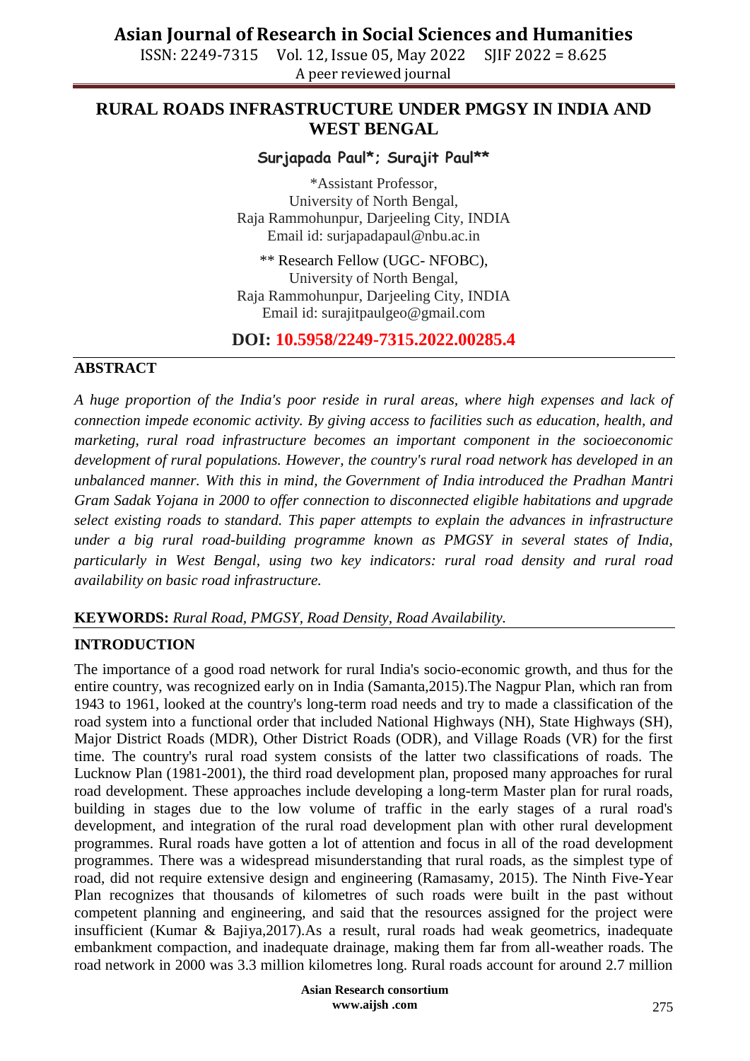# RURAL ROADS INFRASTRUCTURE UNDER PMGSY IN INDIA AND WEST BENGAL

**Surjapada Paul*; Surajit Paul****

*Assistant Professor,
University of North Bengal,
Raja Rammohunpur, Darjeeling City, INDIA
Email id: surjapadapaul@nbu.ac.in

** Research Fellow (UGC- NFOBC),
University of North Bengal,
Raja Rammohunpur, Darjeeling City, INDIA
Email id: surajitpaulgeo@gmail.com

**DOI: 10.5958/2249-7315.2022.00285.4**

## ABSTRACT

*A huge proportion of the India's poor reside in rural areas, where high expenses and lack of connection impede economic activity. By giving access to facilities such as education, health, and marketing, rural road infrastructure becomes an important component in the socioeconomic development of rural populations. However, the country's rural road network has developed in an unbalanced manner. With this in mind, the Government of India introduced the Pradhan Mantri Gram Sadak Yojana in 2000 to offer connection to disconnected eligible habitations and upgrade select existing roads to standard. This paper attempts to explain the advances in infrastructure under a big rural road-building programme known as PMGSY in several states of India, particularly in West Bengal, using two key indicators: rural road density and rural road availability on basic road infrastructure.*

**KEYWORDS:** *Rural Road, PMGSY, Road Density, Road Availability.*

## INTRODUCTION

The importance of a good road network for rural India's socio-economic growth, and thus for the entire country, was recognized early on in India (Samanta,2015).The Nagpur Plan, which ran from 1943 to 1961, looked at the country's long-term road needs and try to made a classification of the road system into a functional order that included National Highways (NH), State Highways (SH), Major District Roads (MDR), Other District Roads (ODR), and Village Roads (VR) for the first time. The country's rural road system consists of the latter two classifications of roads. The Lucknow Plan (1981-2001), the third road development plan, proposed many approaches for rural road development. These approaches include developing a long-term Master plan for rural roads, building in stages due to the low volume of traffic in the early stages of a rural road's development, and integration of the rural road development plan with other rural development programmes. Rural roads have gotten a lot of attention and focus in all of the road development programmes. There was a widespread misunderstanding that rural roads, as the simplest type of road, did not require extensive design and engineering (Ramasamy, 2015). The Ninth Five-Year Plan recognizes that thousands of kilometres of such roads were built in the past without competent planning and engineering, and said that the resources assigned for the project were insufficient (Kumar & Bajiya,2017).As a result, rural roads had weak geometrics, inadequate embankment compaction, and inadequate drainage, making them far from all-weather roads. The road network in 2000 was 3.3 million kilometres long. Rural roads account for around 2.7 million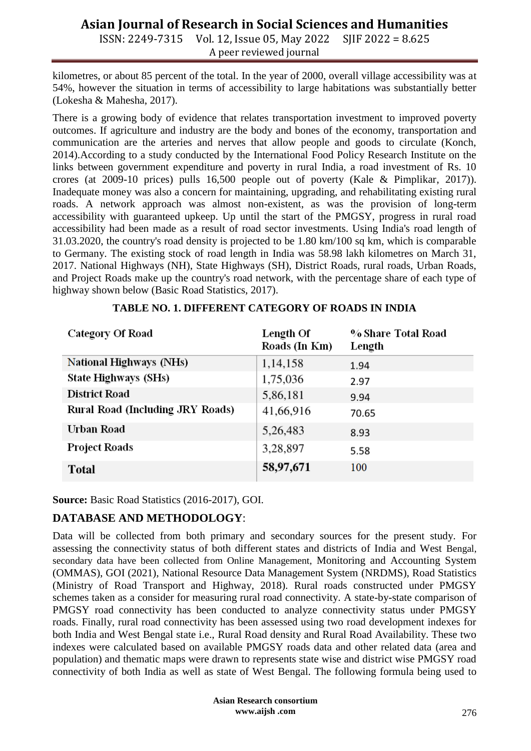kilometres, or about 85 percent of the total. In the year of 2000, overall village accessibility was at 54%, however the situation in terms of accessibility to large habitations was substantially better (Lokesha & Mahesha, 2017).

There is a growing body of evidence that relates transportation investment to improved poverty outcomes. If agriculture and industry are the body and bones of the economy, transportation and communication are the arteries and nerves that allow people and goods to circulate (Konch, 2014).According to a study conducted by the International Food Policy Research Institute on the links between government expenditure and poverty in rural India, a road investment of Rs. 10 crores (at 2009-10 prices) pulls 16,500 people out of poverty (Kale & Pimplikar, 2017)). Inadequate money was also a concern for maintaining, upgrading, and rehabilitating existing rural roads. A network approach was almost non-existent, as was the provision of long-term accessibility with guaranteed upkeep. Up until the start of the PMGSY, progress in rural road accessibility had been made as a result of road sector investments. Using India's road length of 31.03.2020, the country's road density is projected to be 1.80 km/100 sq km, which is comparable to Germany. The existing stock of road length in India was 58.98 lakh kilometres on March 31, 2017. National Highways (NH), State Highways (SH), District Roads, rural roads, Urban Roads, and Project Roads make up the country's road network, with the percentage share of each type of highway shown below (Basic Road Statistics, 2017).

**TABLE NO. 1. DIFFERENT CATEGORY OF ROADS IN INDIA**

| Category Of Road | Length Of Roads (In Km) | % Share Total Road Length |
|---|---|---|
| National Highways (NHs) | 1,14,158 | 1.94 |
| State Highways (SHs) | 1,75,036 | 2.97 |
| District Road | 5,86,181 | 9.94 |
| Rural Road (Including JRY Roads) | 41,66,916 | 70.65 |
| Urban Road | 5,26,483 | 8.93 |
| Project Roads | 3,28,897 | 5.58 |
| **Total** | **58,97,671** | 100 |

**Source:** Basic Road Statistics (2016-2017), GOI.

## DATABASE AND METHODOLOGY:

Data will be collected from both primary and secondary sources for the present study. For assessing the connectivity status of both different states and districts of India and West Bengal, secondary data have been collected from Online Management, Monitoring and Accounting System (OMMAS), GOI (2021), National Resource Data Management System (NRDMS), Road Statistics (Ministry of Road Transport and Highway, 2018). Rural roads constructed under PMGSY schemes taken as a consider for measuring rural road connectivity. A state-by-state comparison of PMGSY road connectivity has been conducted to analyze connectivity status under PMGSY roads. Finally, rural road connectivity has been assessed using two road development indexes for both India and West Bengal state i.e., Rural Road density and Rural Road Availability. These two indexes were calculated based on available PMGSY roads data and other related data (area and population) and thematic maps were drawn to represents state wise and district wise PMGSY road connectivity of both India as well as state of West Bengal. The following formula being used to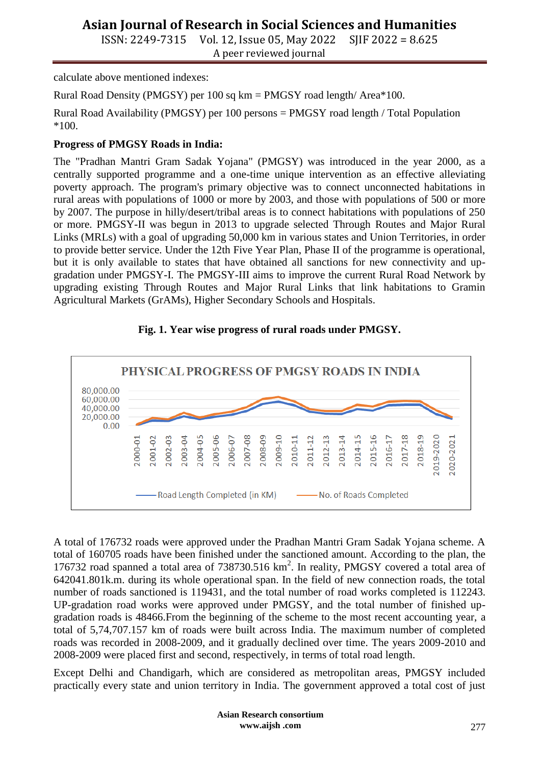calculate above mentioned indexes:

Rural Road Density (PMGSY) per 100 sq km = PMGSY road length/ Area*100.

Rural Road Availability (PMGSY) per 100 persons = PMGSY road length / Total Population *100.

**Progress of PMGSY Roads in India:**

The "Pradhan Mantri Gram Sadak Yojana" (PMGSY) was introduced in the year 2000, as a centrally supported programme and a one-time unique intervention as an effective alleviating poverty approach. The program's primary objective was to connect unconnected habitations in rural areas with populations of 1000 or more by 2003, and those with populations of 500 or more by 2007. The purpose in hilly/desert/tribal areas is to connect habitations with populations of 250 or more. PMGSY-II was begun in 2013 to upgrade selected Through Routes and Major Rural Links (MRLs) with a goal of upgrading 50,000 km in various states and Union Territories, in order to provide better service. Under the 12th Five Year Plan, Phase II of the programme is operational, but it is only available to states that have obtained all sanctions for new connectivity and up-gradation under PMGSY-I. The PMGSY-III aims to improve the current Rural Road Network by upgrading existing Through Routes and Major Rural Links that link habitations to Gramin Agricultural Markets (GrAMs), Higher Secondary Schools and Hospitals.

**Fig. 1. Year wise progress of rural roads under PMGSY.**

A total of 176732 roads were approved under the Pradhan Mantri Gram Sadak Yojana scheme. A total of 160705 roads have been finished under the sanctioned amount. According to the plan, the 176732 road spanned a total area of 738730.516 km$^2$. In reality, PMGSY covered a total area of 642041.801k.m. during its whole operational span. In the field of new connection roads, the total number of roads sanctioned is 119431, and the total number of road works completed is 112243. UP-gradation road works were approved under PMGSY, and the total number of finished up-gradation roads is 48466.From the beginning of the scheme to the most recent accounting year, a total of 5,74,707.157 km of roads were built across India. The maximum number of completed roads was recorded in 2008-2009, and it gradually declined over time. The years 2009-2010 and 2008-2009 were placed first and second, respectively, in terms of total road length.

Except Delhi and Chandigarh, which are considered as metropolitan areas, PMGSY included practically every state and union territory in India. The government approved a total cost of just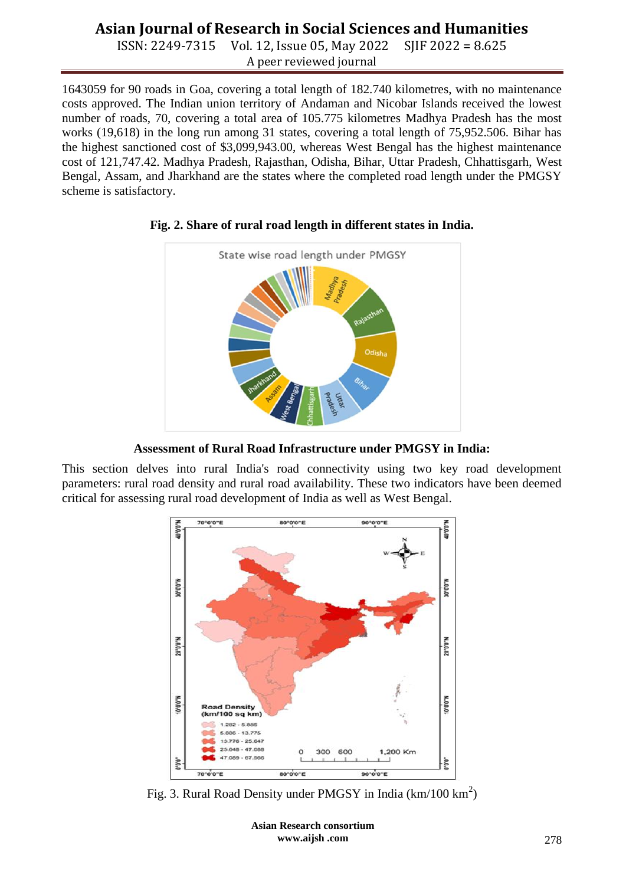1643059 for 90 roads in Goa, covering a total length of 182.740 kilometres, with no maintenance costs approved. The Indian union territory of Andaman and Nicobar Islands received the lowest number of roads, 70, covering a total area of 105.775 kilometres Madhya Pradesh has the most works (19,618) in the long run among 31 states, covering a total length of 75,952.506. Bihar has the highest sanctioned cost of $3,099,943.00, whereas West Bengal has the highest maintenance cost of 121,747.42. Madhya Pradesh, Rajasthan, Odisha, Bihar, Uttar Pradesh, Chhattisgarh, West Bengal, Assam, and Jharkhand are the states where the completed road length under the PMGSY scheme is satisfactory.

**Fig. 2. Share of rural road length in different states in India.**

**Assessment of Rural Road Infrastructure under PMGSY in India:**

This section delves into rural India's road connectivity using two key road development parameters: rural road density and rural road availability. These two indicators have been deemed critical for assessing rural road development of India as well as West Bengal.

Fig. 3. Rural Road Density under PMGSY in India (km/100 km$^2$)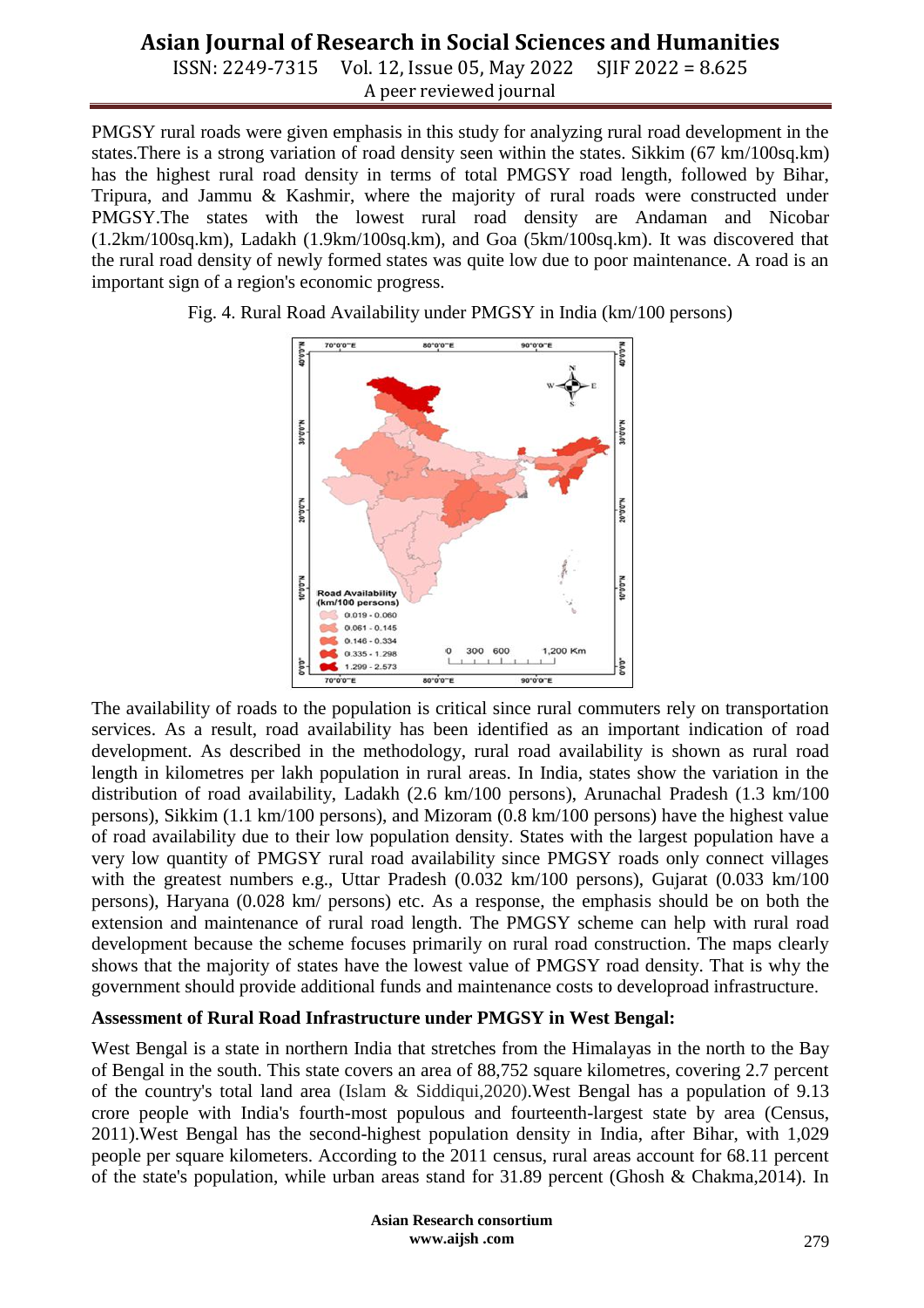PMGSY rural roads were given emphasis in this study for analyzing rural road development in the states.There is a strong variation of road density seen within the states. Sikkim (67 km/100sq.km) has the highest rural road density in terms of total PMGSY road length, followed by Bihar, Tripura, and Jammu & Kashmir, where the majority of rural roads were constructed under PMGSY.The states with the lowest rural road density are Andaman and Nicobar (1.2km/100sq.km), Ladakh (1.9km/100sq.km), and Goa (5km/100sq.km). It was discovered that the rural road density of newly formed states was quite low due to poor maintenance. A road is an important sign of a region's economic progress.

Fig. 4. Rural Road Availability under PMGSY in India (km/100 persons)

The availability of roads to the population is critical since rural commuters rely on transportation services. As a result, road availability has been identified as an important indication of road development. As described in the methodology, rural road availability is shown as rural road length in kilometres per lakh population in rural areas. In India, states show the variation in the distribution of road availability, Ladakh (2.6 km/100 persons), Arunachal Pradesh (1.3 km/100 persons), Sikkim (1.1 km/100 persons), and Mizoram (0.8 km/100 persons) have the highest value of road availability due to their low population density. States with the largest population have a very low quantity of PMGSY rural road availability since PMGSY roads only connect villages with the greatest numbers e.g., Uttar Pradesh (0.032 km/100 persons), Gujarat (0.033 km/100 persons), Haryana (0.028 km/ persons) etc. As a response, the emphasis should be on both the extension and maintenance of rural road length. The PMGSY scheme can help with rural road development because the scheme focuses primarily on rural road construction. The maps clearly shows that the majority of states have the lowest value of PMGSY road density. That is why the government should provide additional funds and maintenance costs to developroad infrastructure.

**Assessment of Rural Road Infrastructure under PMGSY in West Bengal:**

West Bengal is a state in northern India that stretches from the Himalayas in the north to the Bay of Bengal in the south. This state covers an area of 88,752 square kilometres, covering 2.7 percent of the country's total land area (Islam & Siddiqui,2020).West Bengal has a population of 9.13 crore people with India's fourth-most populous and fourteenth-largest state by area (Census, 2011).West Bengal has the second-highest population density in India, after Bihar, with 1,029 people per square kilometers. According to the 2011 census, rural areas account for 68.11 percent of the state's population, while urban areas stand for 31.89 percent (Ghosh & Chakma,2014). In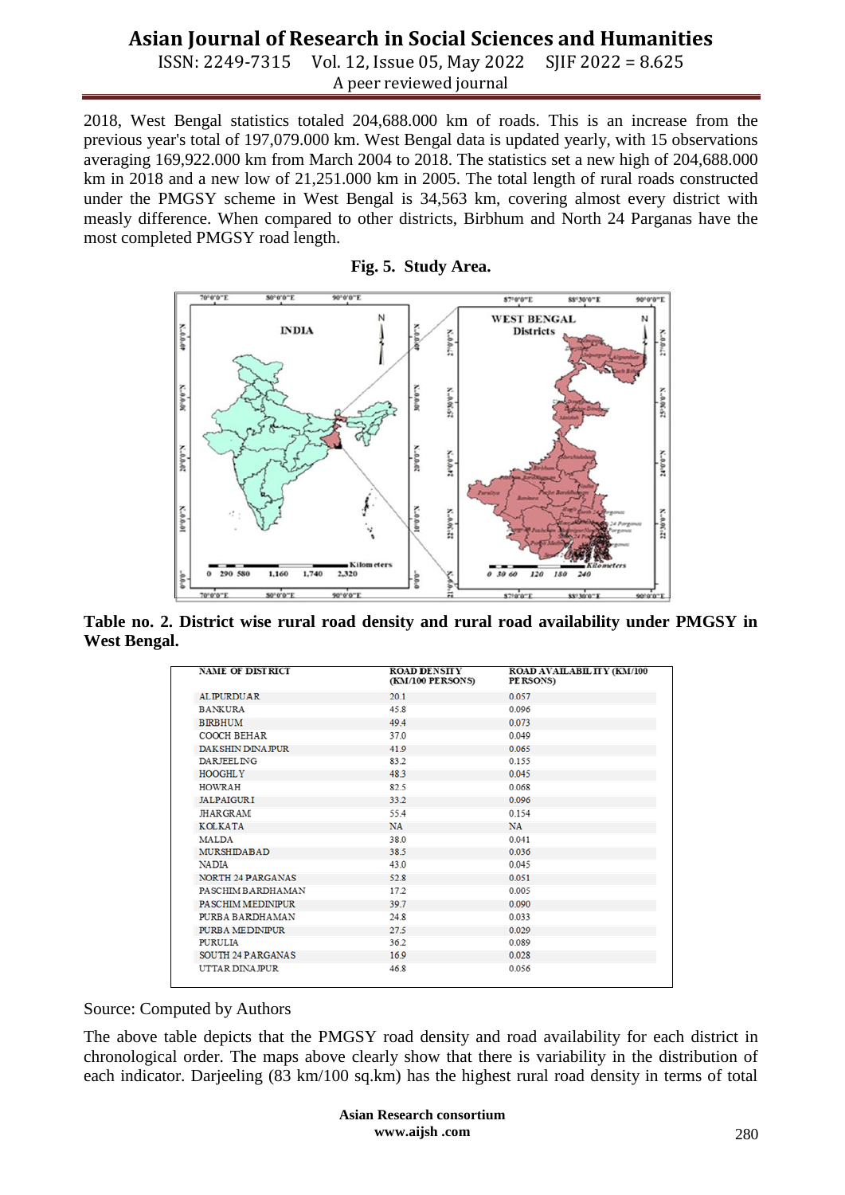2018, West Bengal statistics totaled 204,688.000 km of roads. This is an increase from the previous year's total of 197,079.000 km. West Bengal data is updated yearly, with 15 observations averaging 169,922.000 km from March 2004 to 2018. The statistics set a new high of 204,688.000 km in 2018 and a new low of 21,251.000 km in 2005. The total length of rural roads constructed under the PMGSY scheme in West Bengal is 34,563 km, covering almost every district with measly difference. When compared to other districts, Birbhum and North 24 Parganas have the most completed PMGSY road length.

**Fig. 5. Study Area.**

**Table no. 2. District wise rural road density and rural road availability under PMGSY in West Bengal.**

| NAME OF DISTRICT | ROAD DENSITY (KM/100 PERSONS) | ROAD AVAILABILITY (KM/100 PERSONS) |
|---|---|---|
| ALIPURDUAR | 20.1 | 0.057 |
| BANKURA | 45.8 | 0.096 |
| BIRBHUM | 49.4 | 0.073 |
| COOCH BEHAR | 37.0 | 0.049 |
| DAKSHIN DINAJPUR | 41.9 | 0.065 |
| DARJEELING | 83.2 | 0.155 |
| HOOGHLY | 48.3 | 0.045 |
| HOWRAH | 82.5 | 0.068 |
| JALPAIGURI | 33.2 | 0.096 |
| JHARGRAM | 55.4 | 0.154 |
| KOLKATA | NA | NA |
| MALDA | 38.0 | 0.041 |
| MURSHIDABAD | 38.5 | 0.036 |
| NADIA | 43.0 | 0.045 |
| NORTH 24 PARGANAS | 52.8 | 0.051 |
| PASCHIM BARDHAMAN | 17.2 | 0.005 |
| PASCHIM MEDINIPUR | 39.7 | 0.090 |
| PURBA BARDHAMAN | 24.8 | 0.033 |
| PURBA MEDINIPUR | 27.5 | 0.029 |
| PURULIA | 36.2 | 0.089 |
| SOUTH 24 PARGANAS | 16.9 | 0.028 |
| UTTAR DINAJPUR | 46.8 | 0.056 |

Source: Computed by Authors

The above table depicts that the PMGSY road density and road availability for each district in chronological order. The maps above clearly show that there is variability in the distribution of each indicator. Darjeeling (83 km/100 sq.km) has the highest rural road density in terms of total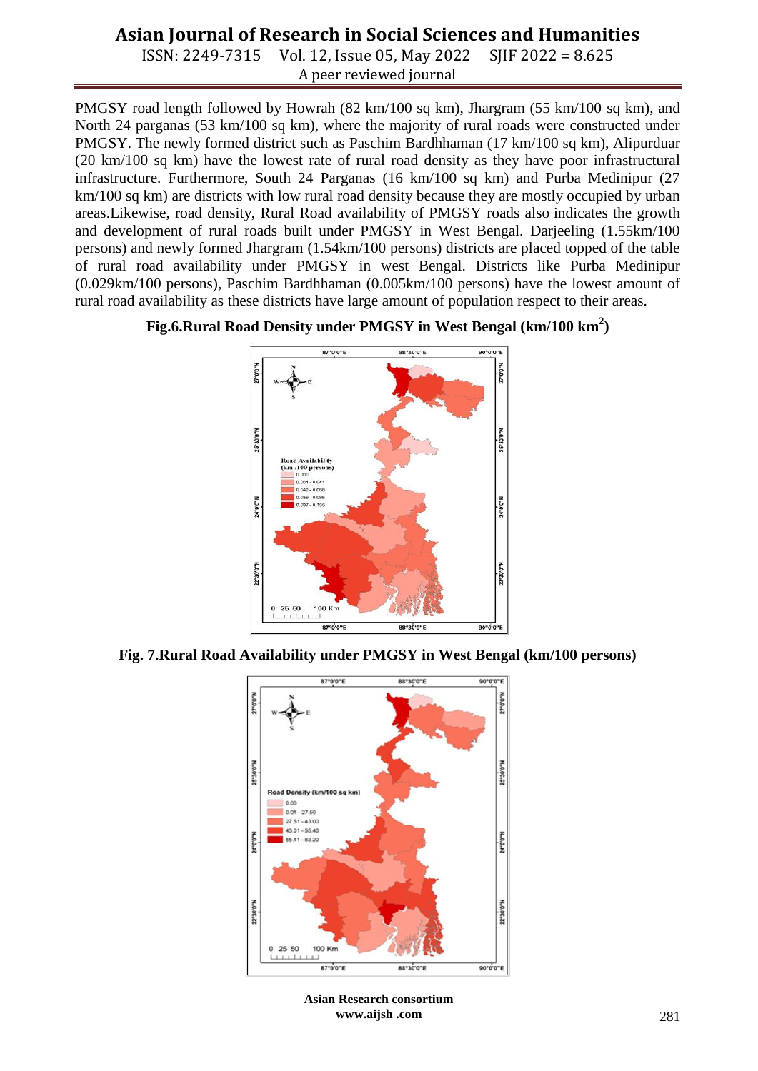PMGSY road length followed by Howrah (82 km/100 sq km), Jhargram (55 km/100 sq km), and North 24 parganas (53 km/100 sq km), where the majority of rural roads were constructed under PMGSY. The newly formed district such as Paschim Bardhhaman (17 km/100 sq km), Alipurduar (20 km/100 sq km) have the lowest rate of rural road density as they have poor infrastructural infrastructure. Furthermore, South 24 Parganas (16 km/100 sq km) and Purba Medinipur (27 km/100 sq km) are districts with low rural road density because they are mostly occupied by urban areas.Likewise, road density, Rural Road availability of PMGSY roads also indicates the growth and development of rural roads built under PMGSY in West Bengal. Darjeeling (1.55km/100 persons) and newly formed Jhargram (1.54km/100 persons) districts are placed topped of the table of rural road availability under PMGSY in west Bengal. Districts like Purba Medinipur (0.029km/100 persons), Paschim Bardhhaman (0.005km/100 persons) have the lowest amount of rural road availability as these districts have large amount of population respect to their areas.

**Fig.6.Rural Road Density under PMGSY in West Bengal (km/100 km$^2$)**

**Fig. 7.Rural Road Availability under PMGSY in West Bengal (km/100 persons)**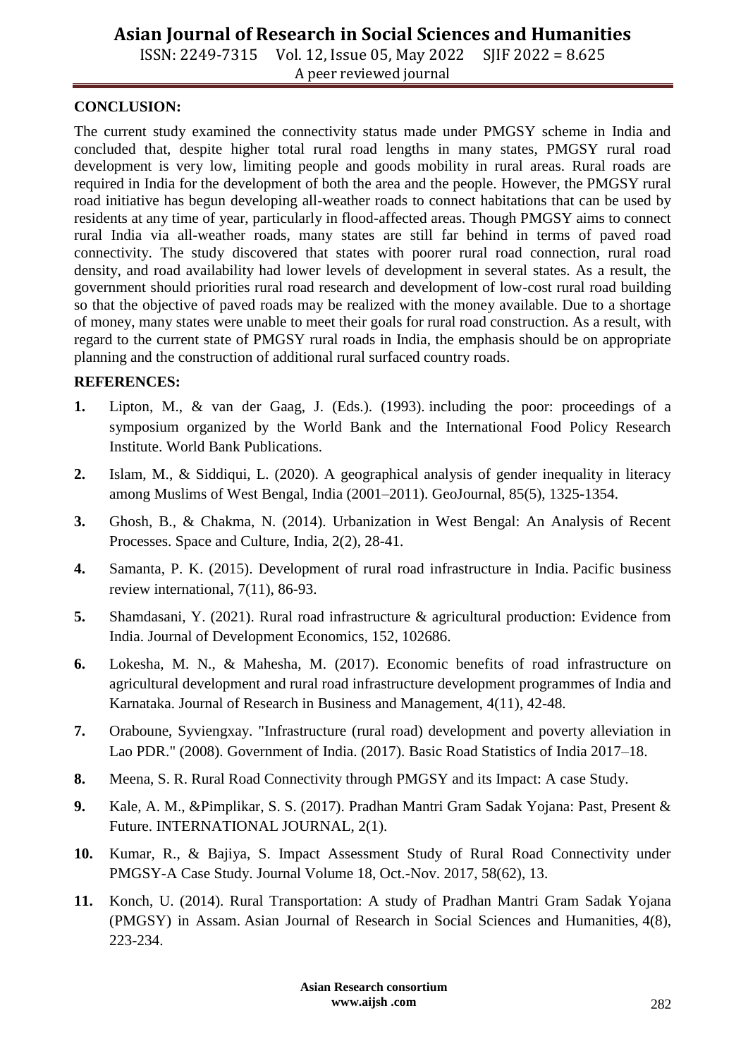**CONCLUSION:**

The current study examined the connectivity status made under PMGSY scheme in India and concluded that, despite higher total rural road lengths in many states, PMGSY rural road development is very low, limiting people and goods mobility in rural areas. Rural roads are required in India for the development of both the area and the people. However, the PMGSY rural road initiative has begun developing all-weather roads to connect habitations that can be used by residents at any time of year, particularly in flood-affected areas. Though PMGSY aims to connect rural India via all-weather roads, many states are still far behind in terms of paved road connectivity. The study discovered that states with poorer rural road connection, rural road density, and road availability had lower levels of development in several states. As a result, the government should priorities rural road research and development of low-cost rural road building so that the objective of paved roads may be realized with the money available. Due to a shortage of money, many states were unable to meet their goals for rural road construction. As a result, with regard to the current state of PMGSY rural roads in India, the emphasis should be on appropriate planning and the construction of additional rural surfaced country roads.

**REFERENCES:**

1. Lipton, M., & van der Gaag, J. (Eds.). (1993). including the poor: proceedings of a symposium organized by the World Bank and the International Food Policy Research Institute. World Bank Publications.
2. Islam, M., & Siddiqui, L. (2020). A geographical analysis of gender inequality in literacy among Muslims of West Bengal, India (2001–2011). GeoJournal, 85(5), 1325-1354.
3. Ghosh, B., & Chakma, N. (2014). Urbanization in West Bengal: An Analysis of Recent Processes. Space and Culture, India, 2(2), 28-41.
4. Samanta, P. K. (2015). Development of rural road infrastructure in India. Pacific business review international, 7(11), 86-93.
5. Shamdasani, Y. (2021). Rural road infrastructure & agricultural production: Evidence from India. Journal of Development Economics, 152, 102686.
6. Lokesha, M. N., & Mahesha, M. (2017). Economic benefits of road infrastructure on agricultural development and rural road infrastructure development programmes of India and Karnataka. Journal of Research in Business and Management, 4(11), 42-48.
7. Oraboune, Syviengxay. "Infrastructure (rural road) development and poverty alleviation in Lao PDR." (2008). Government of India. (2017). Basic Road Statistics of India 2017–18.
8. Meena, S. R. Rural Road Connectivity through PMGSY and its Impact: A case Study.
9. Kale, A. M., &Pimplikar, S. S. (2017). Pradhan Mantri Gram Sadak Yojana: Past, Present & Future. INTERNATIONAL JOURNAL, 2(1).
10. Kumar, R., & Bajiya, S. Impact Assessment Study of Rural Road Connectivity under PMGSY-A Case Study. Journal Volume 18, Oct.-Nov. 2017, 58(62), 13.
11. Konch, U. (2014). Rural Transportation: A study of Pradhan Mantri Gram Sadak Yojana (PMGSY) in Assam. Asian Journal of Research in Social Sciences and Humanities, 4(8), 223-234.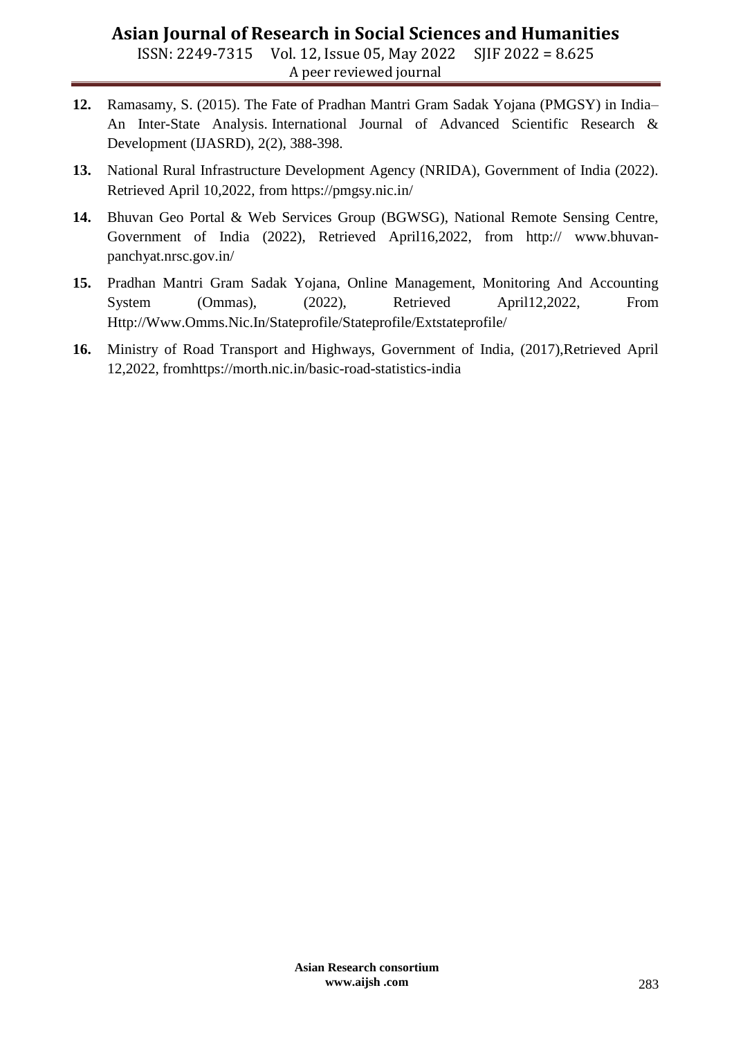12. Ramasamy, S. (2015). The Fate of Pradhan Mantri Gram Sadak Yojana (PMGSY) in India– An Inter-State Analysis. International Journal of Advanced Scientific Research & Development (IJASRD), 2(2), 388-398.

13. National Rural Infrastructure Development Agency (NRIDA), Government of India (2022). Retrieved April 10,2022, from https://pmgsy.nic.in/

14. Bhuvan Geo Portal & Web Services Group (BGWSG), National Remote Sensing Centre, Government of India (2022), Retrieved April16,2022, from http:// www.bhuvan-panchyat.nrsc.gov.in/

15. Pradhan Mantri Gram Sadak Yojana, Online Management, Monitoring And Accounting System (Ommas), (2022), Retrieved April12,2022, From Http://Www.Omms.Nic.In/Stateprofile/Stateprofile/Extstateprofile/

16. Ministry of Road Transport and Highways, Government of India, (2017),Retrieved April 12,2022, fromhttps://morth.nic.in/basic-road-statistics-india